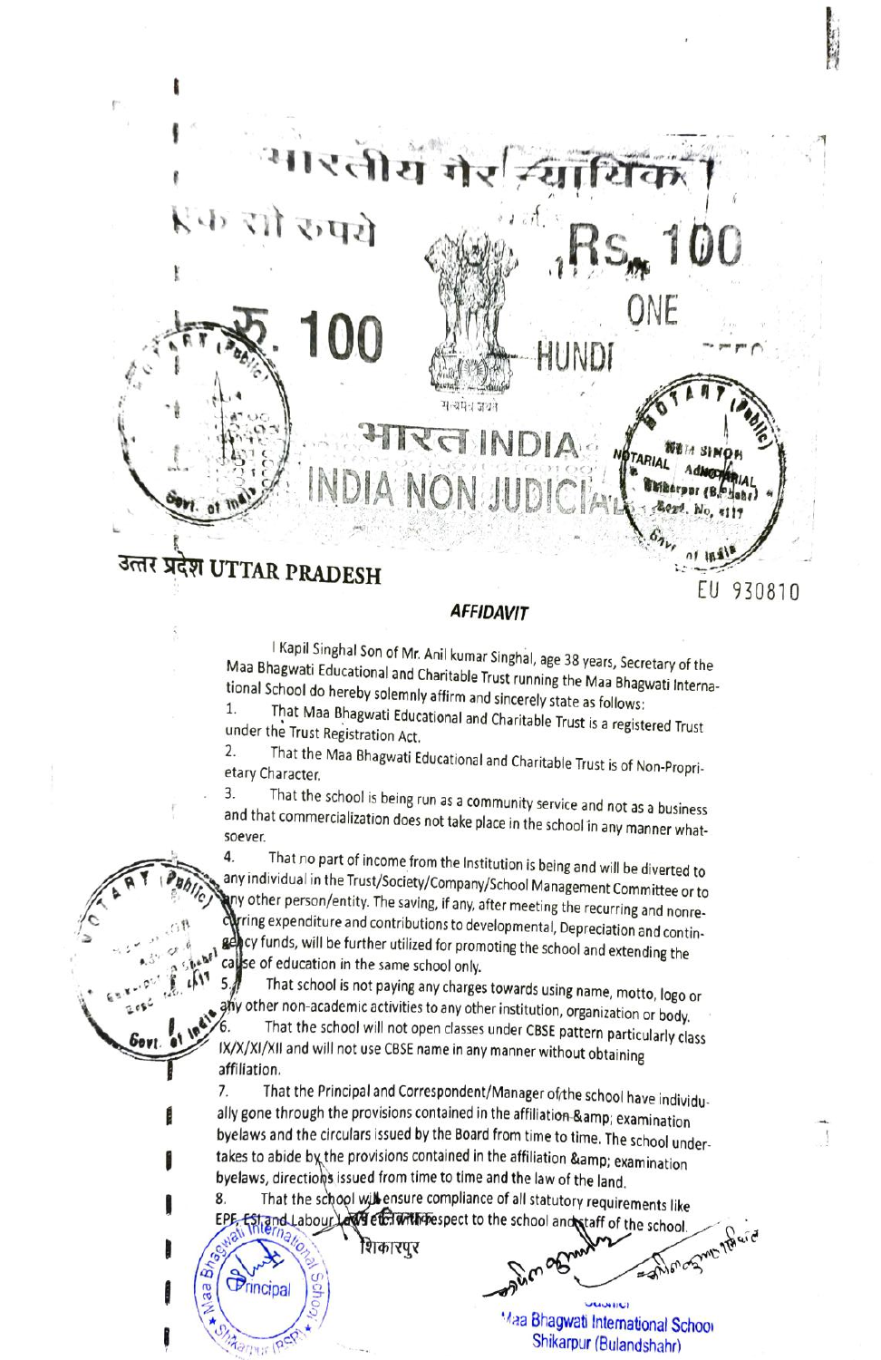भारतीय गैर न्यायिक

एक सौ रुपये

Rs. 100

रु. 100

ONE HUNDRED RUPEES

सत्यमेव जयते

भारत INDIA

INDIA NON JUDICIAL

उत्तर प्रदेश UTTAR PRADESH

EU 930810

## AFFIDAVIT

I Kapil Singhal Son of Mr. Anil kumar Singhal, age 38 years, Secretary of the Maa Bhagwati Educational and Charitable Trust running the Maa Bhagwati International School do hereby solemnly affirm and sincerely state as follows:

1. That Maa Bhagwati Educational and Charitable Trust is a registered Trust under the Trust Registration Act.
2. That the Maa Bhagwati Educational and Charitable Trust is of Non-Proprietary Character.
3. That the school is being run as a community service and not as a business and that commercialization does not take place in the school in any manner whatsoever.
4. That no part of income from the Institution is being and will be diverted to any individual in the Trust/Society/Company/School Management Committee or to any other person/entity. The saving, if any, after meeting the recurring and nonrecurring expenditure and contributions to developmental, Depreciation and contingency funds, will be further utilized for promoting the school and extending the cause of education in the same school only.
5. That school is not paying any charges towards using name, motto, logo or any other non-academic activities to any other institution, organization or body.
6. That the school will not open classes under CBSE pattern particularly class IX/X/XI/XII and will not use CBSE name in any manner without obtaining affiliation.
7. That the Principal and Correspondent/Manager of the school have individually gone through the provisions contained in the affiliation &amp; examination byelaws and the circulars issued by the Board from time to time. The school undertakes to abide by the provisions contained in the affiliation &amp; examination byelaws, directions issued from time to time and the law of the land.
8. That the school will ensure compliance of all statutory requirements like EPF, ESI and Labour Laws etc. with respect to the school and staff of the school.

शिकारपुर

Principal

Maa Bhagwati International School
Shikarpur (Bulandshahr)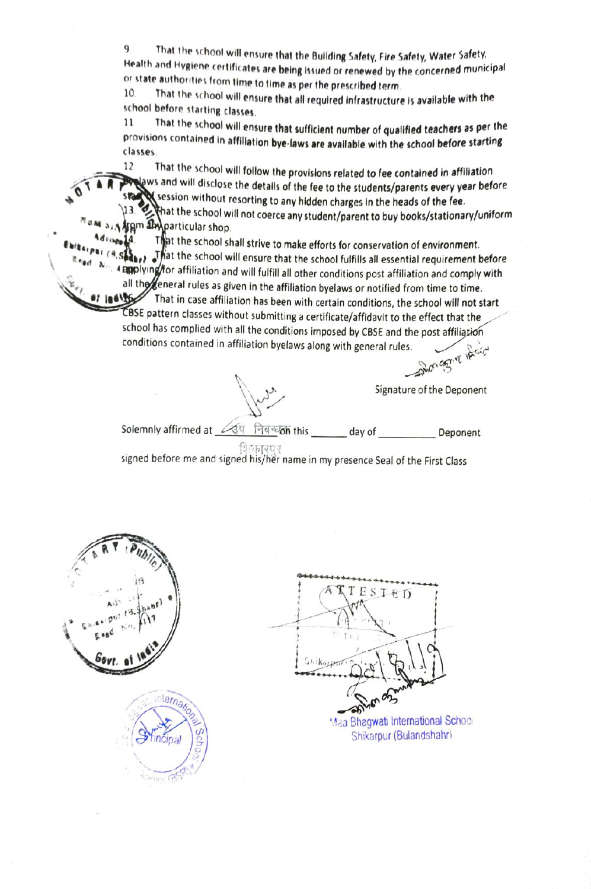9. That the school will ensure that the Building Safety, Fire Safety, Water Safety, Health and Hygiene certificates are being issued or renewed by the concerned municipal or state authorities from time to time as per the prescribed term.

10. That the school will ensure that all required infrastructure is available with the school before starting classes.

11. That the school will ensure that sufficient number of qualified teachers as per the provisions contained in affiliation bye-laws are available with the school before starting classes.

12. That the school will follow the provisions related to fee contained in affiliation byelaws and will disclose the details of the fee to the students/parents every year before start of session without resorting to any hidden charges in the heads of the fee.

13. That the school will not coerce any student/parent to buy books/stationary/uniform from any particular shop.

14. That the school shall strive to make efforts for conservation of environment.

15. That the school will ensure that the school fulfills all essential requirement before applying for affiliation and will fulfill all other conditions post affiliation and comply with all the general rules as given in the affiliation byelaws or notified from time to time.

16. That in case affiliation has been with certain conditions, the school will not start CBSE pattern classes without submitting a certificate/affidavit to the effect that the school has complied with all the conditions imposed by CBSE and the post affiliation conditions contained in affiliation byelaws along with general rules.

Signature of the Deponent

Solemnly affirmed at उप निबन्धक शिकारपुर this ______ day of __________ Deponent

signed before me and signed his/her name in my presence Seal of the First Class

NOTARY (Public) Shikarpur (B.Shahr) Regd. No. 1117 Govt. of India

ATTESTED

Maa Bhagwati International School
Shikarpur (Bulandshahr)

Principal